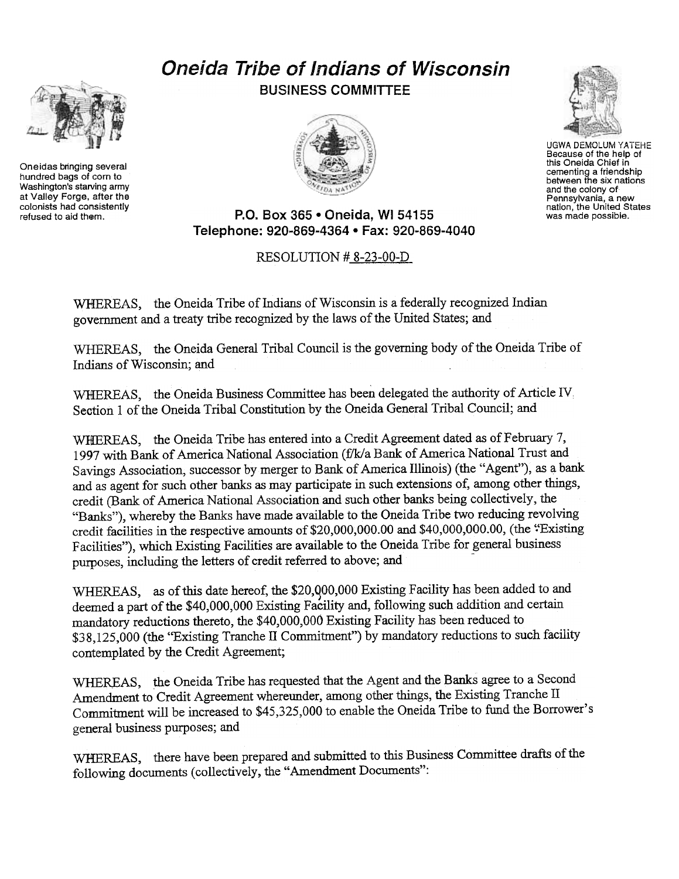# Oneida Tribe of Indians of Wisconsin

## BUSINESS COMMITTEE

Oneidas bringing several hundred bags of corn to Washington's starving army at Valley Forge, after the colonists had consistently refused to aid them.

UGWA DEMOLUM YATEHE
Because of the help of this Oneida Chief in cementing a friendship between the six nations and the colony of Pennsylvania, a new nation, the United States was made possible.

**P.O. Box 365 • Oneida, WI 54155**
**Telephone: 920-869-4364 • Fax: 920-869-4040**

RESOLUTION # 8-23-00-D

WHEREAS, the Oneida Tribe of Indians of Wisconsin is a federally recognized Indian government and a treaty tribe recognized by the laws of the United States; and

WHEREAS, the Oneida General Tribal Council is the governing body of the Oneida Tribe of Indians of Wisconsin; and

WHEREAS, the Oneida Business Committee has been delegated the authority of Article IV Section 1 of the Oneida Tribal Constitution by the Oneida General Tribal Council; and

WHEREAS, the Oneida Tribe has entered into a Credit Agreement dated as of February 7, 1997 with Bank of America National Association (f/k/a Bank of America National Trust and Savings Association, successor by merger to Bank of America Illinois) (the "Agent"), as a bank and as agent for such other banks as may participate in such extensions of, among other things, credit (Bank of America National Association and such other banks being collectively, the "Banks"), whereby the Banks have made available to the Oneida Tribe two reducing revolving credit facilities in the respective amounts of $20,000,000.00 and $40,000,000.00, (the "Existing Facilities"), which Existing Facilities are available to the Oneida Tribe for general business purposes, including the letters of credit referred to above; and

WHEREAS, as of this date hereof, the $20,000,000 Existing Facility has been added to and deemed a part of the $40,000,000 Existing Facility and, following such addition and certain mandatory reductions thereto, the $40,000,000 Existing Facility has been reduced to $38,125,000 (the "Existing Tranche II Commitment") by mandatory reductions to such facility contemplated by the Credit Agreement;

WHEREAS, the Oneida Tribe has requested that the Agent and the Banks agree to a Second Amendment to Credit Agreement whereunder, among other things, the Existing Tranche II Commitment will be increased to $45,325,000 to enable the Oneida Tribe to fund the Borrower's general business purposes; and

WHEREAS, there have been prepared and submitted to this Business Committee drafts of the following documents (collectively, the "Amendment Documents":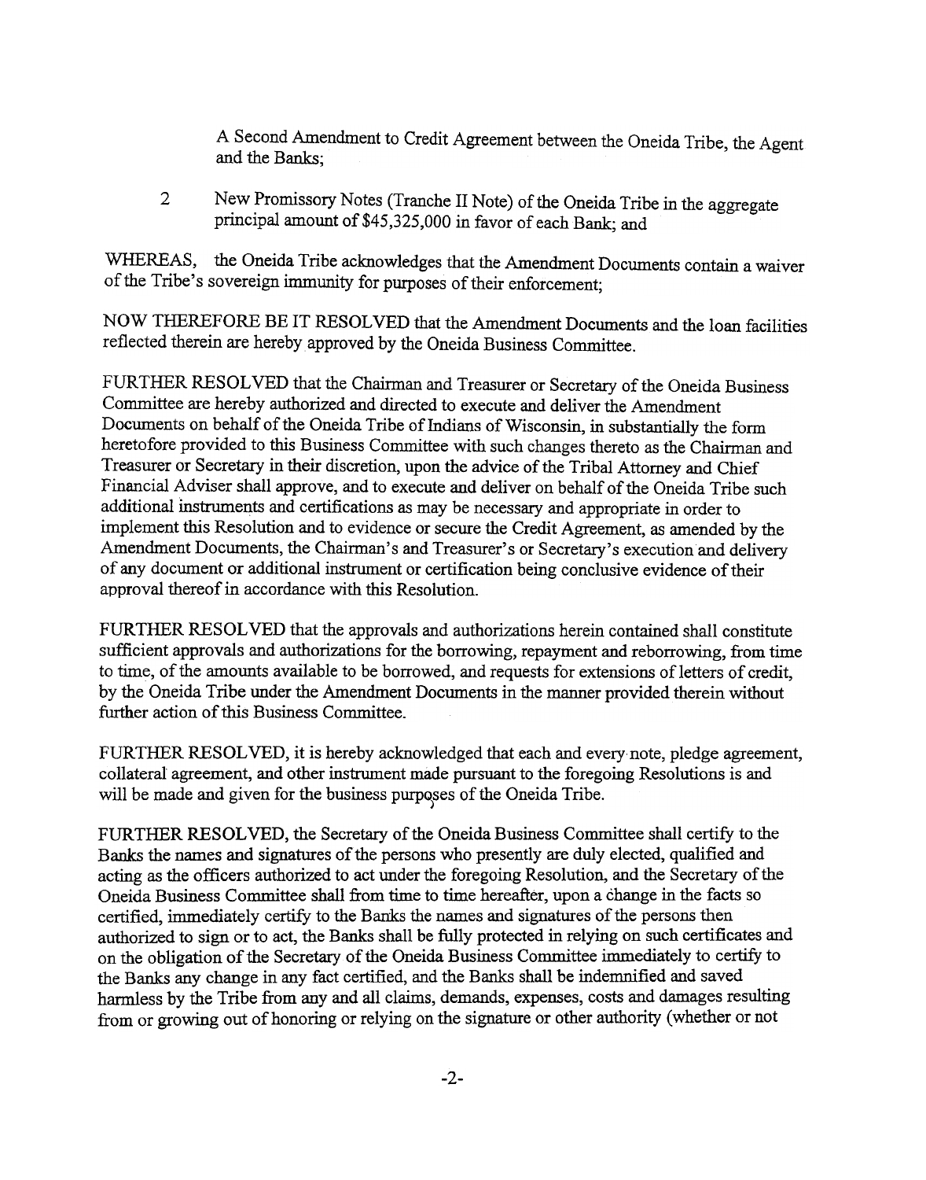A Second Amendment to Credit Agreement between the Oneida Tribe, the Agent and the Banks;

2 New Promissory Notes (Tranche II Note) of the Oneida Tribe in the aggregate principal amount of $45,325,000 in favor of each Bank; and

WHEREAS, the Oneida Tribe acknowledges that the Amendment Documents contain a waiver of the Tribe's sovereign immunity for purposes of their enforcement;

NOW THEREFORE BE IT RESOLVED that the Amendment Documents and the loan facilities reflected therein are hereby approved by the Oneida Business Committee.

FURTHER RESOLVED that the Chairman and Treasurer or Secretary of the Oneida Business Committee are hereby authorized and directed to execute and deliver the Amendment Documents on behalf of the Oneida Tribe of Indians of Wisconsin, in substantially the form heretofore provided to this Business Committee with such changes thereto as the Chairman and Treasurer or Secretary in their discretion, upon the advice of the Tribal Attorney and Chief Financial Adviser shall approve, and to execute and deliver on behalf of the Oneida Tribe such additional instruments and certifications as may be necessary and appropriate in order to implement this Resolution and to evidence or secure the Credit Agreement, as amended by the Amendment Documents, the Chairman's and Treasurer's or Secretary's execution and delivery of any document or additional instrument or certification being conclusive evidence of their approval thereof in accordance with this Resolution.

FURTHER RESOLVED that the approvals and authorizations herein contained shall constitute sufficient approvals and authorizations for the borrowing, repayment and reborrowing, from time to time, of the amounts available to be borrowed, and requests for extensions of letters of credit, by the Oneida Tribe under the Amendment Documents in the manner provided therein without further action of this Business Committee.

FURTHER RESOLVED, it is hereby acknowledged that each and every note, pledge agreement, collateral agreement, and other instrument made pursuant to the foregoing Resolutions is and will be made and given for the business purposes of the Oneida Tribe.

FURTHER RESOLVED, the Secretary of the Oneida Business Committee shall certify to the Banks the names and signatures of the persons who presently are duly elected, qualified and acting as the officers authorized to act under the foregoing Resolution, and the Secretary of the Oneida Business Committee shall from time to time hereafter, upon a change in the facts so certified, immediately certify to the Banks the names and signatures of the persons then authorized to sign or to act, the Banks shall be fully protected in relying on such certificates and on the obligation of the Secretary of the Oneida Business Committee immediately to certify to the Banks any change in any fact certified, and the Banks shall be indemnified and saved harmless by the Tribe from any and all claims, demands, expenses, costs and damages resulting from or growing out of honoring or relying on the signature or other authority (whether or not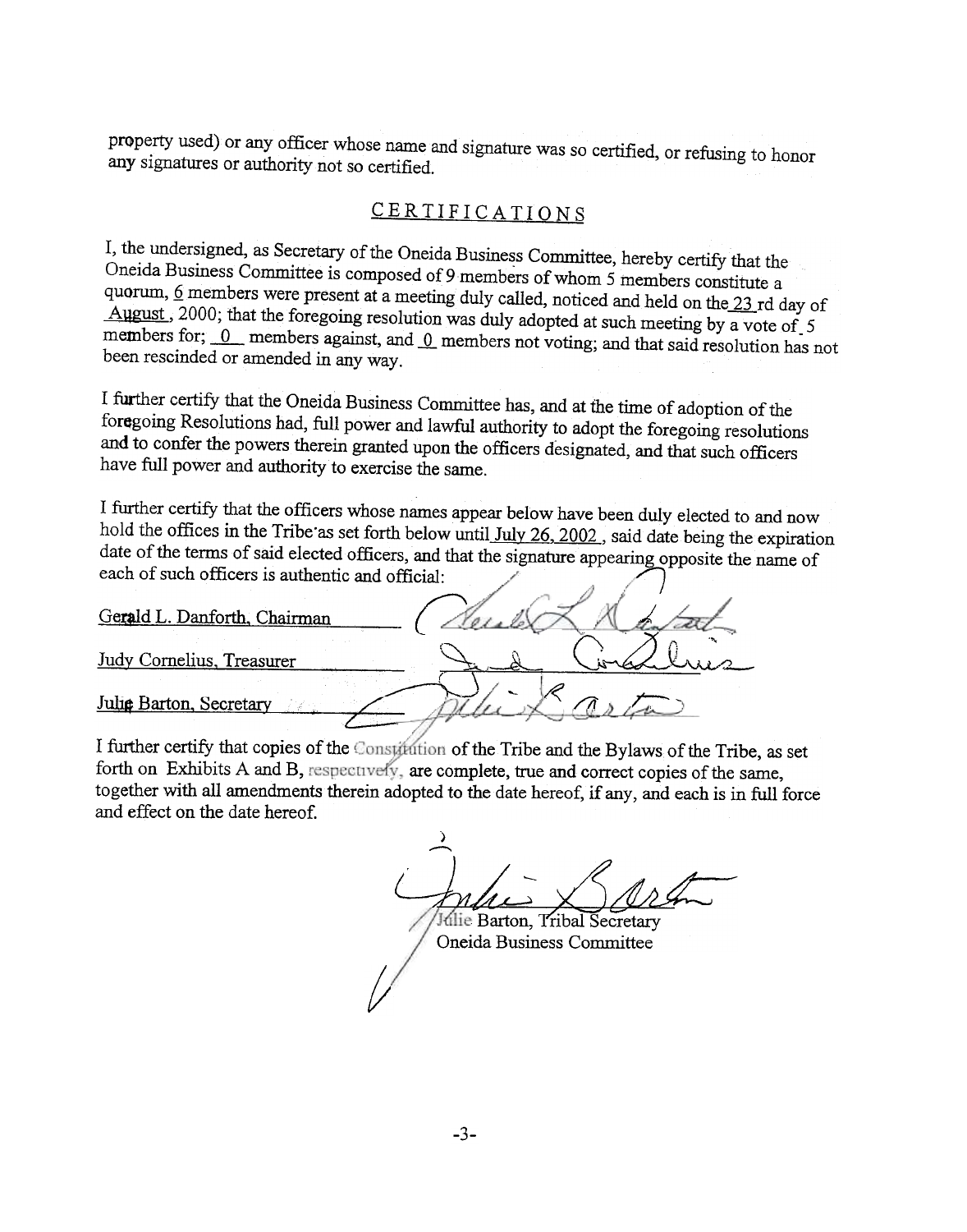property used) or any officer whose name and signature was so certified, or refusing to honor any signatures or authority not so certified.

## CERTIFICATIONS

I, the undersigned, as Secretary of the Oneida Business Committee, hereby certify that the Oneida Business Committee is composed of 9 members of whom 5 members constitute a quorum, 6 members were present at a meeting duly called, noticed and held on the 23 rd day of August, 2000; that the foregoing resolution was duly adopted at such meeting by a vote of 5 members for; 0 members against, and 0 members not voting; and that said resolution has not been rescinded or amended in any way.

I further certify that the Oneida Business Committee has, and at the time of adoption of the foregoing Resolutions had, full power and lawful authority to adopt the foregoing resolutions and to confer the powers therein granted upon the officers designated, and that such officers have full power and authority to exercise the same.

I further certify that the officers whose names appear below have been duly elected to and now hold the offices in the Tribe as set forth below until July 26, 2002, said date being the expiration date of the terms of said elected officers, and that the signature appearing opposite the name of each of such officers is authentic and official:

Gerald L. Danforth, Chairman

Judy Cornelius, Treasurer

Julie Barton, Secretary

I further certify that copies of the Constitution of the Tribe and the Bylaws of the Tribe, as set forth on Exhibits A and B, respectively, are complete, true and correct copies of the same, together with all amendments therein adopted to the date hereof, if any, and each is in full force and effect on the date hereof.

Julie Barton, Tribal Secretary
Oneida Business Committee